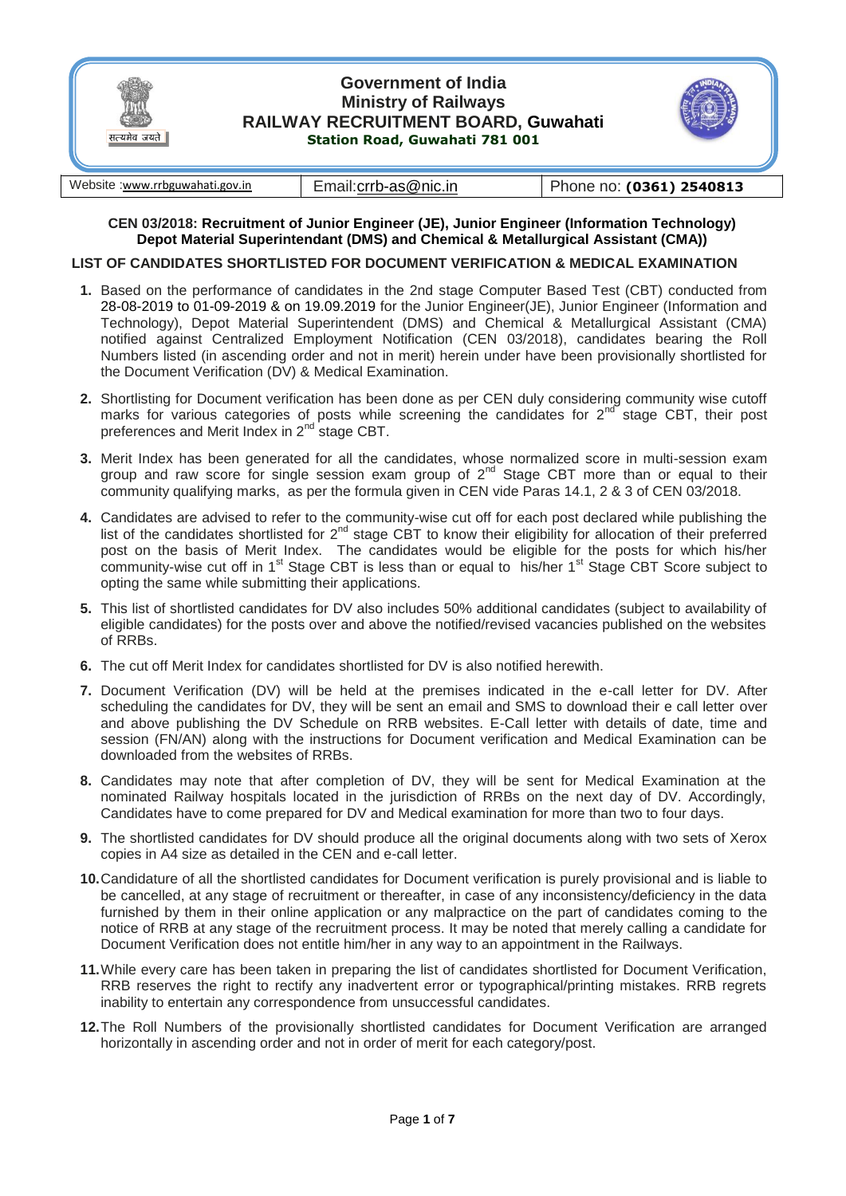# Government of India
## Ministry of Railways
## RAILWAY RECRUITMENT BOARD, Guwahati
**Station Road, Guwahati 781 001**

| Website :www.rrbguwahati.gov.in | Email:crrb-as@nic.in | Phone no: **(0361) 2540813** |
|---|---|---|

**CEN 03/2018: Recruitment of Junior Engineer (JE), Junior Engineer (Information Technology) Depot Material Superintendant (DMS) and Chemical & Metallurgical Assistant (CMA))**

**LIST OF CANDIDATES SHORTLISTED FOR DOCUMENT VERIFICATION & MEDICAL EXAMINATION**

1. Based on the performance of candidates in the 2nd stage Computer Based Test (CBT) conducted from 28-08-2019 to 01-09-2019 & on 19.09.2019 for the Junior Engineer(JE), Junior Engineer (Information and Technology), Depot Material Superintendent (DMS) and Chemical & Metallurgical Assistant (CMA) notified against Centralized Employment Notification (CEN 03/2018), candidates bearing the Roll Numbers listed (in ascending order and not in merit) herein under have been provisionally shortlisted for the Document Verification (DV) & Medical Examination.

2. Shortlisting for Document verification has been done as per CEN duly considering community wise cutoff marks for various categories of posts while screening the candidates for 2nd stage CBT, their post preferences and Merit Index in 2nd stage CBT.

3. Merit Index has been generated for all the candidates, whose normalized score in multi-session exam group and raw score for single session exam group of 2nd Stage CBT more than or equal to their community qualifying marks, as per the formula given in CEN vide Paras 14.1, 2 & 3 of CEN 03/2018.

4. Candidates are advised to refer to the community-wise cut off for each post declared while publishing the list of the candidates shortlisted for 2nd stage CBT to know their eligibility for allocation of their preferred post on the basis of Merit Index. The candidates would be eligible for the posts for which his/her community-wise cut off in 1st Stage CBT is less than or equal to his/her 1st Stage CBT Score subject to opting the same while submitting their applications.

5. This list of shortlisted candidates for DV also includes 50% additional candidates (subject to availability of eligible candidates) for the posts over and above the notified/revised vacancies published on the websites of RRBs.

6. The cut off Merit Index for candidates shortlisted for DV is also notified herewith.

7. Document Verification (DV) will be held at the premises indicated in the e-call letter for DV. After scheduling the candidates for DV, they will be sent an email and SMS to download their e call letter over and above publishing the DV Schedule on RRB websites. E-Call letter with details of date, time and session (FN/AN) along with the instructions for Document verification and Medical Examination can be downloaded from the websites of RRBs.

8. Candidates may note that after completion of DV, they will be sent for Medical Examination at the nominated Railway hospitals located in the jurisdiction of RRBs on the next day of DV. Accordingly, Candidates have to come prepared for DV and Medical examination for more than two to four days.

9. The shortlisted candidates for DV should produce all the original documents along with two sets of Xerox copies in A4 size as detailed in the CEN and e-call letter.

10. Candidature of all the shortlisted candidates for Document verification is purely provisional and is liable to be cancelled, at any stage of recruitment or thereafter, in case of any inconsistency/deficiency in the data furnished by them in their online application or any malpractice on the part of candidates coming to the notice of RRB at any stage of the recruitment process. It may be noted that merely calling a candidate for Document Verification does not entitle him/her in any way to an appointment in the Railways.

11. While every care has been taken in preparing the list of candidates shortlisted for Document Verification, RRB reserves the right to rectify any inadvertent error or typographical/printing mistakes. RRB regrets inability to entertain any correspondence from unsuccessful candidates.

12. The Roll Numbers of the provisionally shortlisted candidates for Document Verification are arranged horizontally in ascending order and not in order of merit for each category/post.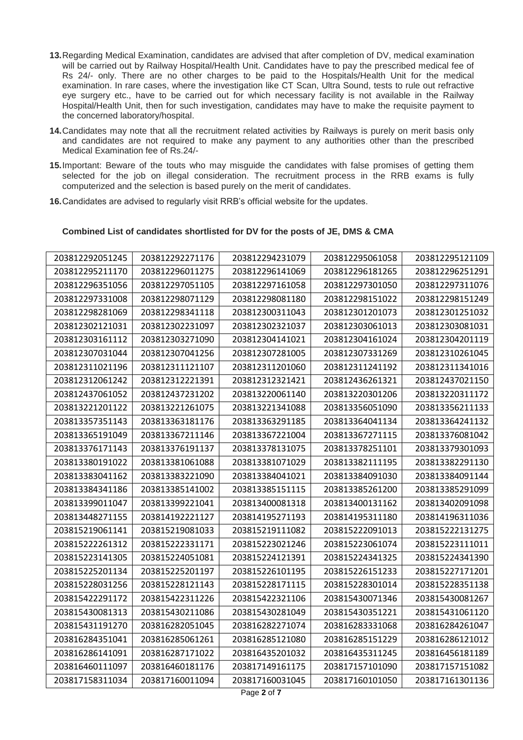13. Regarding Medical Examination, candidates are advised that after completion of DV, medical examination will be carried out by Railway Hospital/Health Unit. Candidates have to pay the prescribed medical fee of Rs 24/- only. There are no other charges to be paid to the Hospitals/Health Unit for the medical examination. In rare cases, where the investigation like CT Scan, Ultra Sound, tests to rule out refractive eye surgery etc., have to be carried out for which necessary facility is not available in the Railway Hospital/Health Unit, then for such investigation, candidates may have to make the requisite payment to the concerned laboratory/hospital.

14. Candidates may note that all the recruitment related activities by Railways is purely on merit basis only and candidates are not required to make any payment to any authorities other than the prescribed Medical Examination fee of Rs.24/-

15. Important: Beware of the touts who may misguide the candidates with false promises of getting them selected for the job on illegal consideration. The recruitment process in the RRB exams is fully computerized and the selection is based purely on the merit of candidates.

16. Candidates are advised to regularly visit RRB's official website for the updates.

**Combined List of candidates shortlisted for DV for the posts of JE, DMS & CMA**

| | | | | |
|---|---|---|---|---|
| 203812292051245 | 203812292271176 | 203812294231079 | 203812295061058 | 203812295121109 |
| 203812295211170 | 203812296011275 | 203812296141069 | 203812296181265 | 203812296251291 |
| 203812296351056 | 203812297051105 | 203812297161058 | 203812297301050 | 203812297311076 |
| 203812297331008 | 203812298071129 | 203812298081180 | 203812298151022 | 203812298151249 |
| 203812298281069 | 203812298341118 | 203812300311043 | 203812301201073 | 203812301251032 |
| 203812302121031 | 203812302231097 | 203812302321037 | 203812303061013 | 203812303081031 |
| 203812303161112 | 203812303271090 | 203812304141021 | 203812304161024 | 203812304201119 |
| 203812307031044 | 203812307041256 | 203812307281005 | 203812307331269 | 203812310261045 |
| 203812311021196 | 203812311121107 | 203812311201060 | 203812311241192 | 203812311341016 |
| 203812312061242 | 203812312221391 | 203812312321421 | 203812436261321 | 203812437021150 |
| 203812437061052 | 203812437231202 | 203813220061140 | 203813220301206 | 203813220311172 |
| 203813221201122 | 203813221261075 | 203813221341088 | 203813356051090 | 203813356211133 |
| 203813357351143 | 203813363181176 | 203813363291185 | 203813364041134 | 203813364241132 |
| 203813365191049 | 203813367211146 | 203813367221004 | 203813367271115 | 203813376081042 |
| 203813376171143 | 203813376191137 | 203813378131075 | 203813378251101 | 203813379301093 |
| 203813380191022 | 203813381061088 | 203813381071029 | 203813382111195 | 203813382291130 |
| 203813383041162 | 203813383221090 | 203813384041021 | 203813384091030 | 203813384091144 |
| 203813384341186 | 203813385141002 | 203813385151115 | 203813385261200 | 203813385291099 |
| 203813399011047 | 203813399221041 | 203813400081318 | 203813400131162 | 203813402091098 |
| 203813448271155 | 203814192221127 | 203814195271193 | 203814195311180 | 203814196311036 |
| 203815219061141 | 203815219081033 | 203815219111082 | 203815222091013 | 203815222131275 |
| 203815222261312 | 203815222331171 | 203815223021246 | 203815223061074 | 203815223111011 |
| 203815223141305 | 203815224051081 | 203815224121391 | 203815224341325 | 203815224341390 |
| 203815225201134 | 203815225201197 | 203815226101195 | 203815226151233 | 203815227171201 |
| 203815228031256 | 203815228121143 | 203815228171115 | 203815228301014 | 203815228351138 |
| 203815422291172 | 203815422311226 | 203815422321106 | 203815430071346 | 203815430081267 |
| 203815430081313 | 203815430211086 | 203815430281049 | 203815430351221 | 203815431061120 |
| 203815431191270 | 203816282051045 | 203816282271074 | 203816283331068 | 203816284261047 |
| 203816284351041 | 203816285061261 | 203816285121080 | 203816285151229 | 203816286121012 |
| 203816286141091 | 203816287171022 | 203816435201032 | 203816435311245 | 203816456181189 |
| 203816460111097 | 203816460181176 | 203817149161175 | 203817157101090 | 203817157151082 |
| 203817158311034 | 203817160011094 | 203817160031045 | 203817160101050 | 203817161301136 |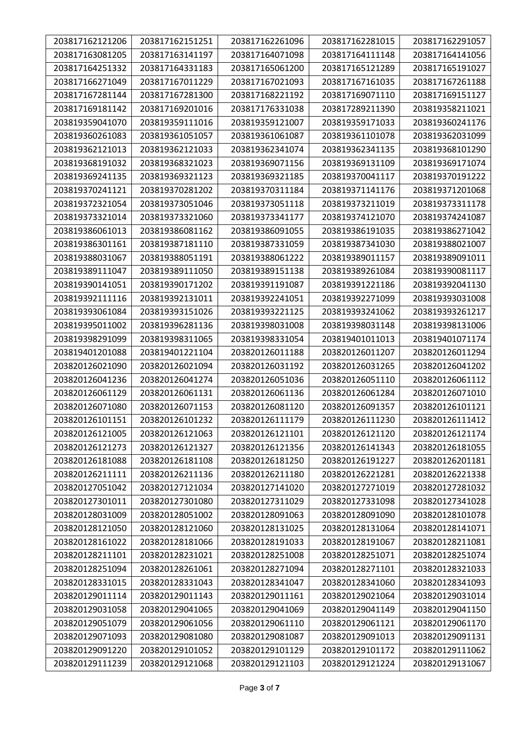| 203817162121206 | 203817162151251 | 203817162261096 | 203817162281015 | 203817162291057 |
|---|---|---|---|---|
| 203817163081205 | 203817163141197 | 203817164071098 | 203817164111148 | 203817164141056 |
| 203817164251332 | 203817164331183 | 203817165061200 | 203817165121289 | 203817165191027 |
| 203817166271049 | 203817167011229 | 203817167021093 | 203817167161035 | 203817167261188 |
| 203817167281144 | 203817167281300 | 203817168221192 | 203817169071110 | 203817169151127 |
| 203817169181142 | 203817169201016 | 203817176331038 | 203817289211390 | 203819358211021 |
| 203819359041070 | 203819359111016 | 203819359121007 | 203819359171033 | 203819360241176 |
| 203819360261083 | 203819361051057 | 203819361061087 | 203819361101078 | 203819362031099 |
| 203819362121013 | 203819362121033 | 203819362341074 | 203819362341135 | 203819368101290 |
| 203819368191032 | 203819368321023 | 203819369071156 | 203819369131109 | 203819369171074 |
| 203819369241135 | 203819369321123 | 203819369321185 | 203819370041117 | 203819370191222 |
| 203819370241121 | 203819370281202 | 203819370311184 | 203819371141176 | 203819371201068 |
| 203819372321054 | 203819373051046 | 203819373051118 | 203819373211019 | 203819373311178 |
| 203819373321014 | 203819373321060 | 203819373341177 | 203819374121070 | 203819374241087 |
| 203819386061013 | 203819386081162 | 203819386091055 | 203819386191035 | 203819386271042 |
| 203819386301161 | 203819387181110 | 203819387331059 | 203819387341030 | 203819388021007 |
| 203819388031067 | 203819388051191 | 203819388061222 | 203819389011157 | 203819389091011 |
| 203819389111047 | 203819389111050 | 203819389151138 | 203819389261084 | 203819390081117 |
| 203819390141051 | 203819390171202 | 203819391191087 | 203819391221186 | 203819392041130 |
| 203819392111116 | 203819392131011 | 203819392241051 | 203819392271099 | 203819393031008 |
| 203819393061084 | 203819393151026 | 203819393221125 | 203819393241062 | 203819393261217 |
| 203819395011002 | 203819396281136 | 203819398031008 | 203819398031148 | 203819398131006 |
| 203819398291099 | 203819398311065 | 203819398331054 | 203819401011013 | 203819401071174 |
| 203819401201088 | 203819401221104 | 203820126011188 | 203820126011207 | 203820126011294 |
| 203820126021090 | 203820126021094 | 203820126031192 | 203820126031265 | 203820126041202 |
| 203820126041236 | 203820126041274 | 203820126051036 | 203820126051110 | 203820126061112 |
| 203820126061129 | 203820126061131 | 203820126061136 | 203820126061284 | 203820126071010 |
| 203820126071080 | 203820126071153 | 203820126081120 | 203820126091357 | 203820126101121 |
| 203820126101151 | 203820126101232 | 203820126111179 | 203820126111230 | 203820126111412 |
| 203820126121005 | 203820126121063 | 203820126121101 | 203820126121120 | 203820126121174 |
| 203820126121273 | 203820126121327 | 203820126121356 | 203820126141343 | 203820126181055 |
| 203820126181088 | 203820126181108 | 203820126181250 | 203820126191227 | 203820126201181 |
| 203820126211111 | 203820126211136 | 203820126211180 | 203820126221281 | 203820126221338 |
| 203820127051042 | 203820127121034 | 203820127141020 | 203820127271019 | 203820127281032 |
| 203820127301011 | 203820127301080 | 203820127311029 | 203820127331098 | 203820127341028 |
| 203820128031009 | 203820128051002 | 203820128091063 | 203820128091090 | 203820128101078 |
| 203820128121050 | 203820128121060 | 203820128131025 | 203820128131064 | 203820128141071 |
| 203820128161022 | 203820128181066 | 203820128191033 | 203820128191067 | 203820128211081 |
| 203820128211101 | 203820128231021 | 203820128251008 | 203820128251071 | 203820128251074 |
| 203820128251094 | 203820128261061 | 203820128271094 | 203820128271101 | 203820128321033 |
| 203820128331015 | 203820128331043 | 203820128341047 | 203820128341060 | 203820128341093 |
| 203820129011114 | 203820129011143 | 203820129011161 | 203820129021064 | 203820129031014 |
| 203820129031058 | 203820129041065 | 203820129041069 | 203820129041149 | 203820129041150 |
| 203820129051079 | 203820129061056 | 203820129061110 | 203820129061121 | 203820129061170 |
| 203820129071093 | 203820129081080 | 203820129081087 | 203820129091013 | 203820129091131 |
| 203820129091220 | 203820129101052 | 203820129101129 | 203820129101172 | 203820129111062 |
| 203820129111239 | 203820129121068 | 203820129121103 | 203820129121224 | 203820129131067 |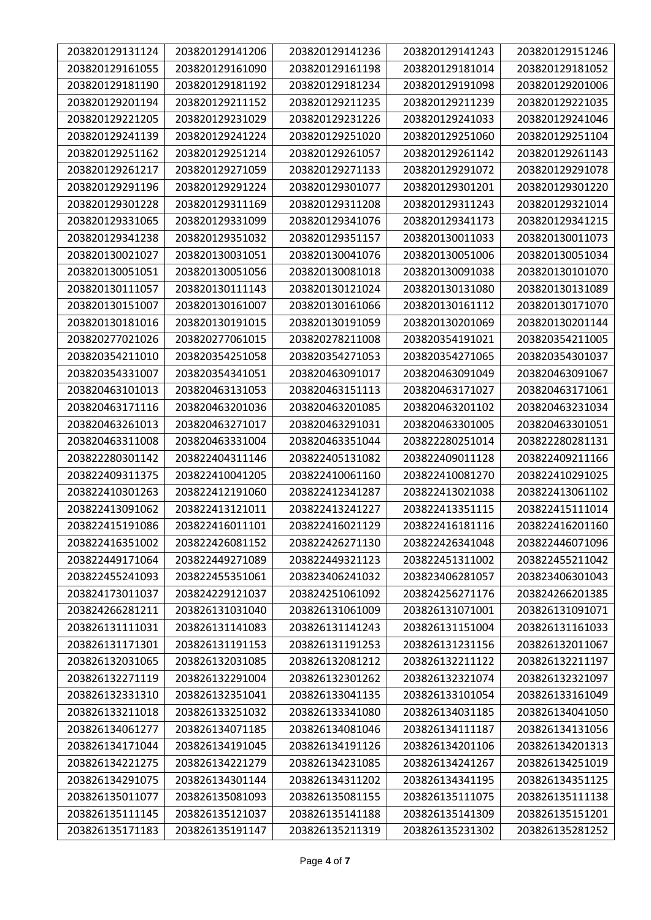| 203820129131124 | 203820129141206 | 203820129141236 | 203820129141243 | 203820129151246 |
|---|---|---|---|---|
| 203820129161055 | 203820129161090 | 203820129161198 | 203820129181014 | 203820129181052 |
| 203820129181190 | 203820129181192 | 203820129181234 | 203820129191098 | 203820129201006 |
| 203820129201194 | 203820129211152 | 203820129211235 | 203820129211239 | 203820129221035 |
| 203820129221205 | 203820129231029 | 203820129231226 | 203820129241033 | 203820129241046 |
| 203820129241139 | 203820129241224 | 203820129251020 | 203820129251060 | 203820129251104 |
| 203820129251162 | 203820129251214 | 203820129261057 | 203820129261142 | 203820129261143 |
| 203820129261217 | 203820129271059 | 203820129271133 | 203820129291072 | 203820129291078 |
| 203820129291196 | 203820129291224 | 203820129301077 | 203820129301201 | 203820129301220 |
| 203820129301228 | 203820129311169 | 203820129311208 | 203820129311243 | 203820129321014 |
| 203820129331065 | 203820129331099 | 203820129341076 | 203820129341173 | 203820129341215 |
| 203820129341238 | 203820129351032 | 203820129351157 | 203820130011033 | 203820130011073 |
| 203820130021027 | 203820130031051 | 203820130041076 | 203820130051006 | 203820130051034 |
| 203820130051051 | 203820130051056 | 203820130081018 | 203820130091038 | 203820130101070 |
| 203820130111057 | 203820130111143 | 203820130121024 | 203820130131080 | 203820130131089 |
| 203820130151007 | 203820130161007 | 203820130161066 | 203820130161112 | 203820130171070 |
| 203820130181016 | 203820130191015 | 203820130191059 | 203820130201069 | 203820130201144 |
| 203820277021026 | 203820277061015 | 203820278211008 | 203820354191021 | 203820354211005 |
| 203820354211010 | 203820354251058 | 203820354271053 | 203820354271065 | 203820354301037 |
| 203820354331007 | 203820354341051 | 203820463091017 | 203820463091049 | 203820463091067 |
| 203820463101013 | 203820463131053 | 203820463151113 | 203820463171027 | 203820463171061 |
| 203820463171116 | 203820463201036 | 203820463201085 | 203820463201102 | 203820463231034 |
| 203820463261013 | 203820463271017 | 203820463291031 | 203820463301005 | 203820463301051 |
| 203820463311008 | 203820463331004 | 203820463351044 | 203822280251014 | 203822280281131 |
| 203822280301142 | 203822404311146 | 203822405131082 | 203822409011128 | 203822409211166 |
| 203822409311375 | 203822410041205 | 203822410061160 | 203822410081270 | 203822410291025 |
| 203822410301263 | 203822412191060 | 203822412341287 | 203822413021038 | 203822413061102 |
| 203822413091062 | 203822413121011 | 203822413241227 | 203822413351115 | 203822415111014 |
| 203822415191086 | 203822416011101 | 203822416021129 | 203822416181116 | 203822416201160 |
| 203822416351002 | 203822426081152 | 203822426271130 | 203822426341048 | 203822446071096 |
| 203822449171064 | 203822449271089 | 203822449321123 | 203822451311002 | 203822455211042 |
| 203822455241093 | 203822455351061 | 203823406241032 | 203823406281057 | 203823406301043 |
| 203824173011037 | 203824229121037 | 203824251061092 | 203824256271176 | 203824266201385 |
| 203824266281211 | 203826131031040 | 203826131061009 | 203826131071001 | 203826131091071 |
| 203826131111031 | 203826131141083 | 203826131141243 | 203826131151004 | 203826131161033 |
| 203826131171301 | 203826131191153 | 203826131191253 | 203826131231156 | 203826132011067 |
| 203826132031065 | 203826132031085 | 203826132081212 | 203826132211122 | 203826132211197 |
| 203826132271119 | 203826132291004 | 203826132301262 | 203826132321074 | 203826132321097 |
| 203826132331310 | 203826132351041 | 203826133041135 | 203826133101054 | 203826133161049 |
| 203826133211018 | 203826133251032 | 203826133341080 | 203826134031185 | 203826134041050 |
| 203826134061277 | 203826134071185 | 203826134081046 | 203826134111187 | 203826134131056 |
| 203826134171044 | 203826134191045 | 203826134191126 | 203826134201106 | 203826134201313 |
| 203826134221275 | 203826134221279 | 203826134231085 | 203826134241267 | 203826134251019 |
| 203826134291075 | 203826134301144 | 203826134311202 | 203826134341195 | 203826134351125 |
| 203826135011077 | 203826135081093 | 203826135081155 | 203826135111075 | 203826135111138 |
| 203826135111145 | 203826135121037 | 203826135141188 | 203826135141309 | 203826135151201 |
| 203826135171183 | 203826135191147 | 203826135211319 | 203826135231302 | 203826135281252 |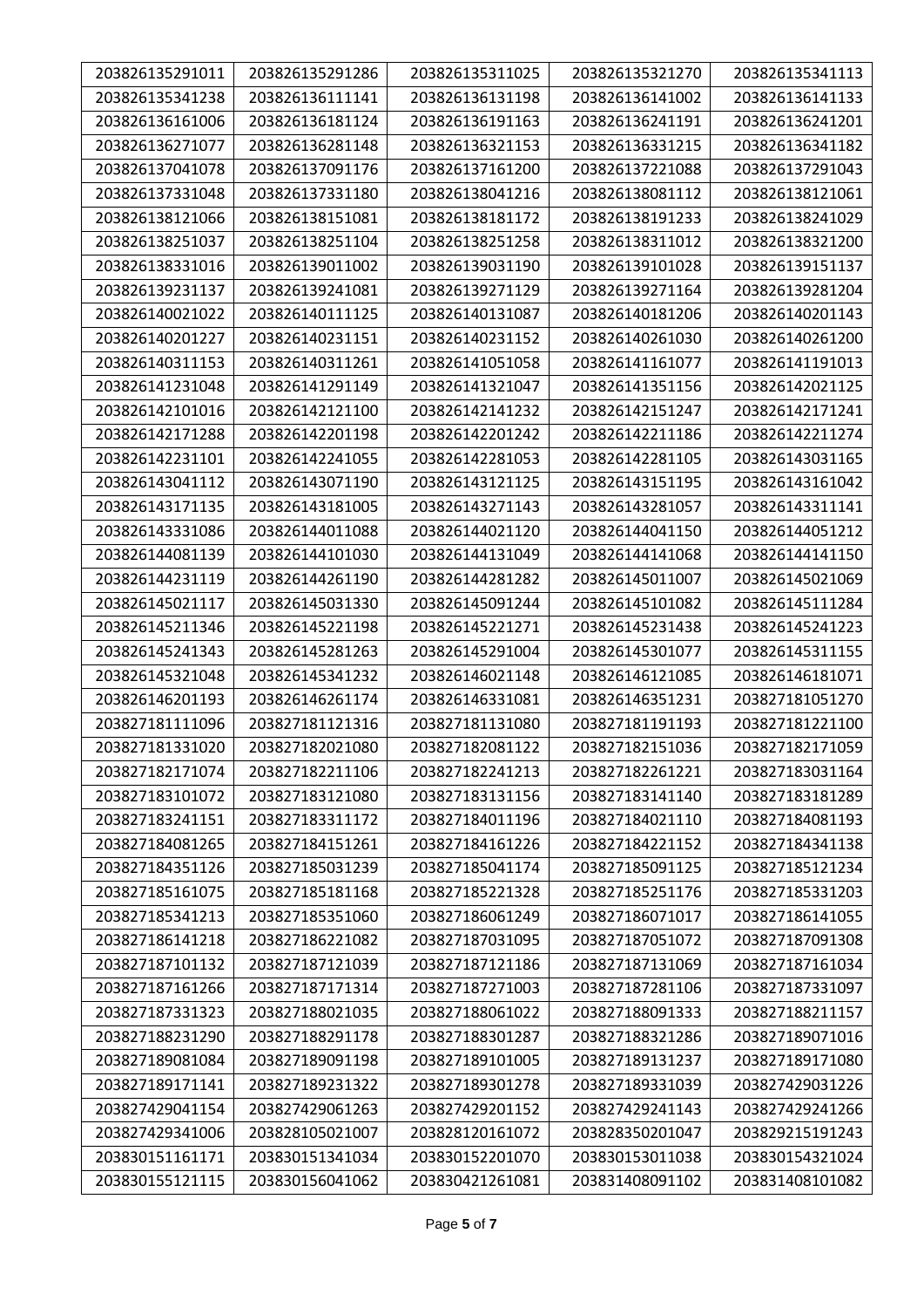| 203826135291011 | 203826135291286 | 203826135311025 | 203826135321270 | 203826135341113 |
|---|---|---|---|---|
| 203826135341238 | 203826136111141 | 203826136131198 | 203826136141002 | 203826136141133 |
| 203826136161006 | 203826136181124 | 203826136191163 | 203826136241191 | 203826136241201 |
| 203826136271077 | 203826136281148 | 203826136321153 | 203826136331215 | 203826136341182 |
| 203826137041078 | 203826137091176 | 203826137161200 | 203826137221088 | 203826137291043 |
| 203826137331048 | 203826137331180 | 203826138041216 | 203826138081112 | 203826138121061 |
| 203826138121066 | 203826138151081 | 203826138181172 | 203826138191233 | 203826138241029 |
| 203826138251037 | 203826138251104 | 203826138251258 | 203826138311012 | 203826138321200 |
| 203826138331016 | 203826139011002 | 203826139031190 | 203826139101028 | 203826139151137 |
| 203826139231137 | 203826139241081 | 203826139271129 | 203826139271164 | 203826139281204 |
| 203826140021022 | 203826140111125 | 203826140131087 | 203826140181206 | 203826140201143 |
| 203826140201227 | 203826140231151 | 203826140231152 | 203826140261030 | 203826140261200 |
| 203826140311153 | 203826140311261 | 203826141051058 | 203826141161077 | 203826141191013 |
| 203826141231048 | 203826141291149 | 203826141321047 | 203826141351156 | 203826142021125 |
| 203826142101016 | 203826142121100 | 203826142141232 | 203826142151247 | 203826142171241 |
| 203826142171288 | 203826142201198 | 203826142201242 | 203826142211186 | 203826142211274 |
| 203826142231101 | 203826142241055 | 203826142281053 | 203826142281105 | 203826143031165 |
| 203826143041112 | 203826143071190 | 203826143121125 | 203826143151195 | 203826143161042 |
| 203826143171135 | 203826143181005 | 203826143271143 | 203826143281057 | 203826143311141 |
| 203826143331086 | 203826144011088 | 203826144021120 | 203826144041150 | 203826144051212 |
| 203826144081139 | 203826144101030 | 203826144131049 | 203826144141068 | 203826144141150 |
| 203826144231119 | 203826144261190 | 203826144281282 | 203826145011007 | 203826145021069 |
| 203826145021117 | 203826145031330 | 203826145091244 | 203826145101082 | 203826145111284 |
| 203826145211346 | 203826145221198 | 203826145221271 | 203826145231438 | 203826145241223 |
| 203826145241343 | 203826145281263 | 203826145291004 | 203826145301077 | 203826145311155 |
| 203826145321048 | 203826145341232 | 203826146021148 | 203826146121085 | 203826146181071 |
| 203826146201193 | 203826146261174 | 203826146331081 | 203826146351231 | 203827181051270 |
| 203827181111096 | 203827181121316 | 203827181131080 | 203827181191193 | 203827181221100 |
| 203827181331020 | 203827182021080 | 203827182081122 | 203827182151036 | 203827182171059 |
| 203827182171074 | 203827182211106 | 203827182241213 | 203827182261221 | 203827183031164 |
| 203827183101072 | 203827183121080 | 203827183131156 | 203827183141140 | 203827183181289 |
| 203827183241151 | 203827183311172 | 203827184011196 | 203827184021110 | 203827184081193 |
| 203827184081265 | 203827184151261 | 203827184161226 | 203827184221152 | 203827184341138 |
| 203827184351126 | 203827185031239 | 203827185041174 | 203827185091125 | 203827185121234 |
| 203827185161075 | 203827185181168 | 203827185221328 | 203827185251176 | 203827185331203 |
| 203827185341213 | 203827185351060 | 203827186061249 | 203827186071017 | 203827186141055 |
| 203827186141218 | 203827186221082 | 203827187031095 | 203827187051072 | 203827187091308 |
| 203827187101132 | 203827187121039 | 203827187121186 | 203827187131069 | 203827187161034 |
| 203827187161266 | 203827187171314 | 203827187271003 | 203827187281106 | 203827187331097 |
| 203827187331323 | 203827188021035 | 203827188061022 | 203827188091333 | 203827188211157 |
| 203827188231290 | 203827188291178 | 203827188301287 | 203827188321286 | 203827189071016 |
| 203827189081084 | 203827189091198 | 203827189101005 | 203827189131237 | 203827189171080 |
| 203827189171141 | 203827189231322 | 203827189301278 | 203827189331039 | 203827429031226 |
| 203827429041154 | 203827429061263 | 203827429201152 | 203827429241143 | 203827429241266 |
| 203827429341006 | 203828105021007 | 203828120161072 | 203828350201047 | 203829215191243 |
| 203830151161171 | 203830151341034 | 203830152201070 | 203830153011038 | 203830154321024 |
| 203830155121115 | 203830156041062 | 203830421261081 | 203831408091102 | 203831408101082 |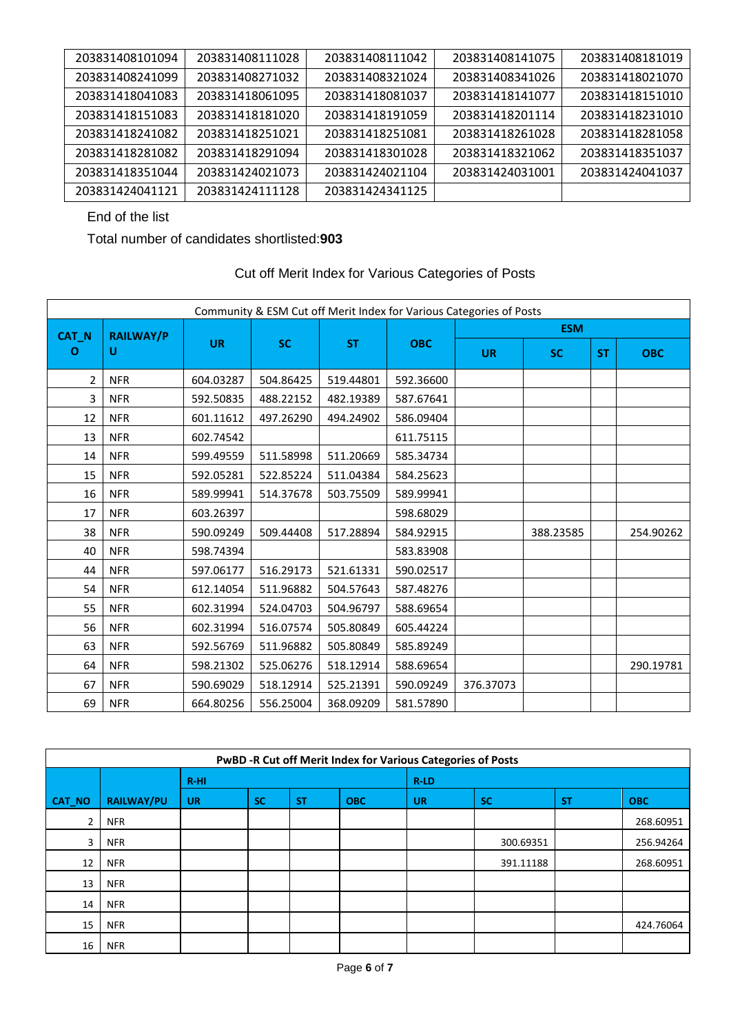| 203831408101094 | 203831408111028 | 203831408111042 | 203831408141075 | 203831408181019 |
|---|---|---|---|---|
| 203831408241099 | 203831408271032 | 203831408321024 | 203831408341026 | 203831418021070 |
| 203831418041083 | 203831418061095 | 203831418081037 | 203831418141077 | 203831418151010 |
| 203831418151083 | 203831418181020 | 203831418191059 | 203831418201114 | 203831418231010 |
| 203831418241082 | 203831418251021 | 203831418251081 | 203831418261028 | 203831418281058 |
| 203831418281082 | 203831418291094 | 203831418301028 | 203831418321062 | 203831418351037 |
| 203831418351044 | 203831424021073 | 203831424021104 | 203831424031001 | 203831424041037 |
| 203831424041121 | 203831424111128 | 203831424341125 | | |

End of the list

Total number of candidates shortlisted:**903**

Cut off Merit Index for Various Categories of Posts

| Community & ESM Cut off Merit Index for Various Categories of Posts | | | | | | | | | |
|---|---|---|---|---|---|---|---|---|---|
| CAT_NO | RAILWAY/PU | UR | SC | ST | OBC | ESM | | | |
| | | | | | | UR | SC | ST | OBC |
| 2 | NFR | 604.03287 | 504.86425 | 519.44801 | 592.36600 | | | | |
| 3 | NFR | 592.50835 | 488.22152 | 482.19389 | 587.67641 | | | | |
| 12 | NFR | 601.11612 | 497.26290 | 494.24902 | 586.09404 | | | | |
| 13 | NFR | 602.74542 | | | 611.75115 | | | | |
| 14 | NFR | 599.49559 | 511.58998 | 511.20669 | 585.34734 | | | | |
| 15 | NFR | 592.05281 | 522.85224 | 511.04384 | 584.25623 | | | | |
| 16 | NFR | 589.99941 | 514.37678 | 503.75509 | 589.99941 | | | | |
| 17 | NFR | 603.26397 | | | 598.68029 | | | | |
| 38 | NFR | 590.09249 | 509.44408 | 517.28894 | 584.92915 | | 388.23585 | | 254.90262 |
| 40 | NFR | 598.74394 | | | 583.83908 | | | | |
| 44 | NFR | 597.06177 | 516.29173 | 521.61331 | 590.02517 | | | | |
| 54 | NFR | 612.14054 | 511.96882 | 504.57643 | 587.48276 | | | | |
| 55 | NFR | 602.31994 | 524.04703 | 504.96797 | 588.69654 | | | | |
| 56 | NFR | 602.31994 | 516.07574 | 505.80849 | 605.44224 | | | | |
| 63 | NFR | 592.56769 | 511.96882 | 505.80849 | 585.89249 | | | | |
| 64 | NFR | 598.21302 | 525.06276 | 518.12914 | 588.69654 | | | | 290.19781 |
| 67 | NFR | 590.69029 | 518.12914 | 525.21391 | 590.09249 | 376.37073 | | | |
| 69 | NFR | 664.80256 | 556.25004 | 368.09209 | 581.57890 | | | | |

| PwBD -R Cut off Merit Index for Various Categories of Posts | | | | | | | | | |
|---|---|---|---|---|---|---|---|---|---|
| | | R-HI | | | | R-LD | | | |
| CAT_NO | RAILWAY/PU | UR | SC | ST | OBC | UR | SC | ST | OBC |
| 2 | NFR | | | | | | | | 268.60951 |
| 3 | NFR | | | | | | 300.69351 | | 256.94264 |
| 12 | NFR | | | | | | 391.11188 | | 268.60951 |
| 13 | NFR | | | | | | | | |
| 14 | NFR | | | | | | | | |
| 15 | NFR | | | | | | | | 424.76064 |
| 16 | NFR | | | | | | | | |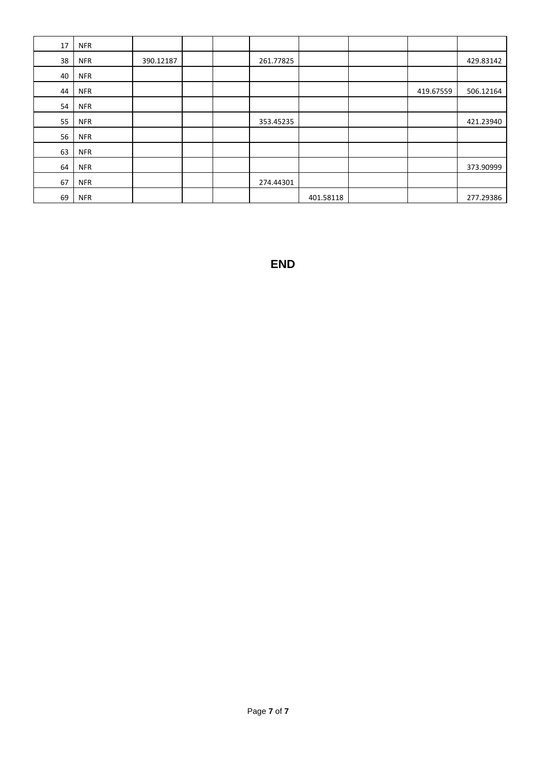| | | | | | | | | | |
|---|---|---|---|---|---|---|---|---|---|
| 17 | NFR | | | | | | | | |
| 38 | NFR | 390.12187 | | | 261.77825 | | | | 429.83142 |
| 40 | NFR | | | | | | | | |
| 44 | NFR | | | | | | | 419.67559 | 506.12164 |
| 54 | NFR | | | | | | | | |
| 55 | NFR | | | | 353.45235 | | | | 421.23940 |
| 56 | NFR | | | | | | | | |
| 63 | NFR | | | | | | | | |
| 64 | NFR | | | | | | | | 373.90999 |
| 67 | NFR | | | | 274.44301 | | | | |
| 69 | NFR | | | | | 401.58118 | | | 277.29386 |

**END**